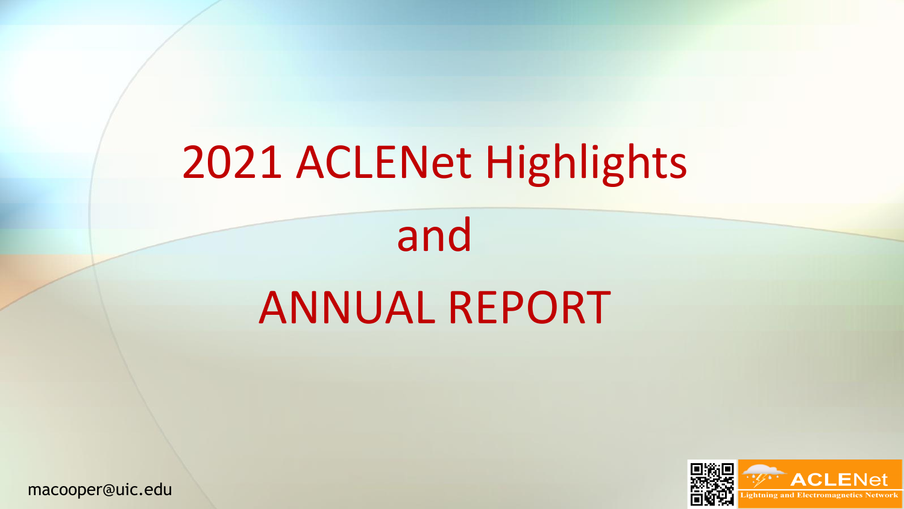# 2021 ACLENet Highlights

# and

# ANNUAL REPORT

macooper@uic.edu

ACLENet

Lightning and Electromagnetics Network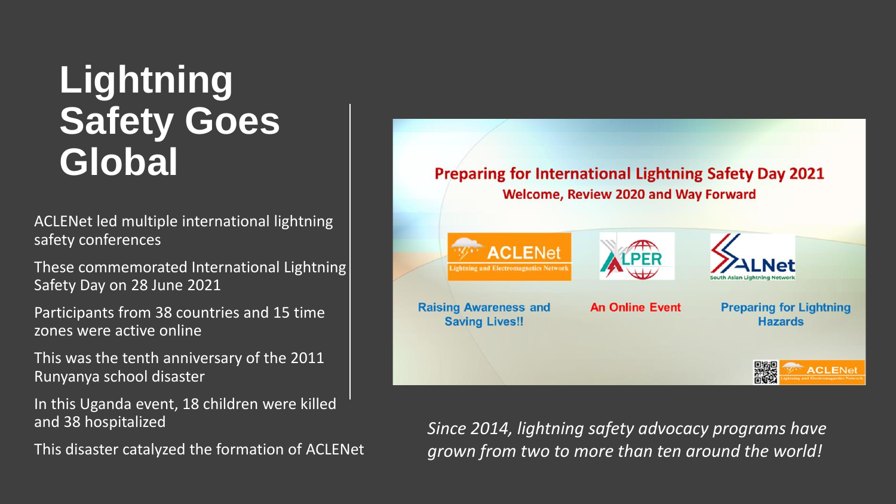# Lightning Safety Goes Global

- ACLENet led multiple international lightning safety conferences
- These commemorated International Lightning Safety Day on 28 June 2021
- Participants from 38 countries and 15 time zones were active online
- This was the tenth anniversary of the 2011 Runyanya school disaster
- In this Uganda event, 18 children were killed and 38 hospitalized
- This disaster catalyzed the formation of ACLENet

**Preparing for International Lightning Safety Day 2021**

**Welcome, Review 2020 and Way Forward**

ACLENet — Lightning and Electromagnetics Network

ALPER

SALNet — South Asian Lightning Network

**Raising Awareness and Saving Lives!!**

**An Online Event**

**Preparing for Lightning Hazards**

*Since 2014, lightning safety advocacy programs have grown from two to more than ten around the world!*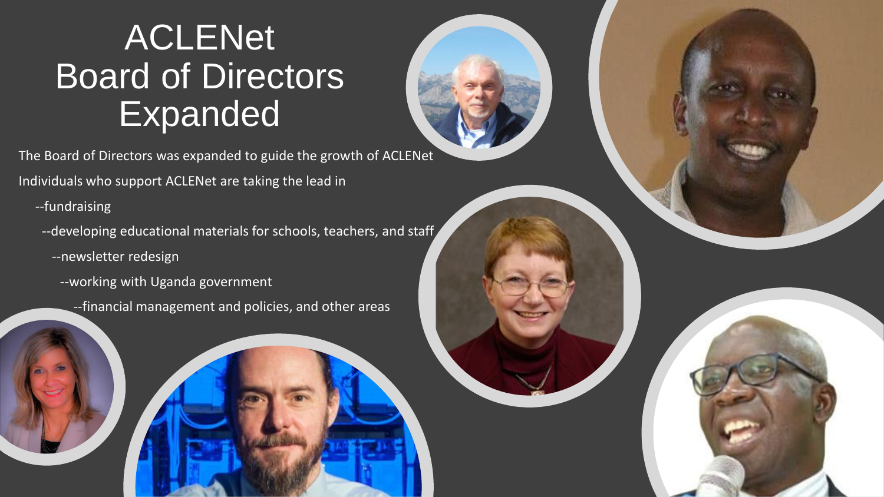# ACLENet Board of Directors Expanded

The Board of Directors was expanded to guide the growth of ACLENet

Individuals who support ACLENet are taking the lead in

- --fundraising
- --developing educational materials for schools, teachers, and staff
- --newsletter redesign
- --working with Uganda government
- --financial management and policies, and other areas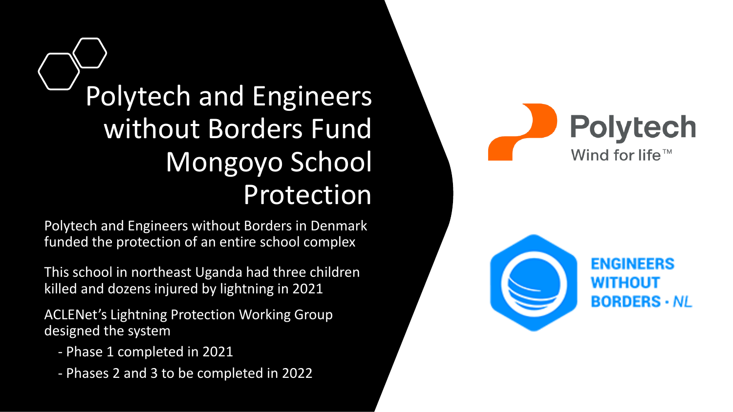# Polytech and Engineers without Borders Fund Mongoyo School Protection

Polytech and Engineers without Borders in Denmark funded the protection of an entire school complex

This school in northeast Uganda had three children killed and dozens injured by lightning in 2021

ACLENet's Lightning Protection Working Group designed the system

- Phase 1 completed in 2021
- Phases 2 and 3 to be completed in 2022

Polytech

Wind for life™

ENGINEERS WITHOUT BORDERS · NL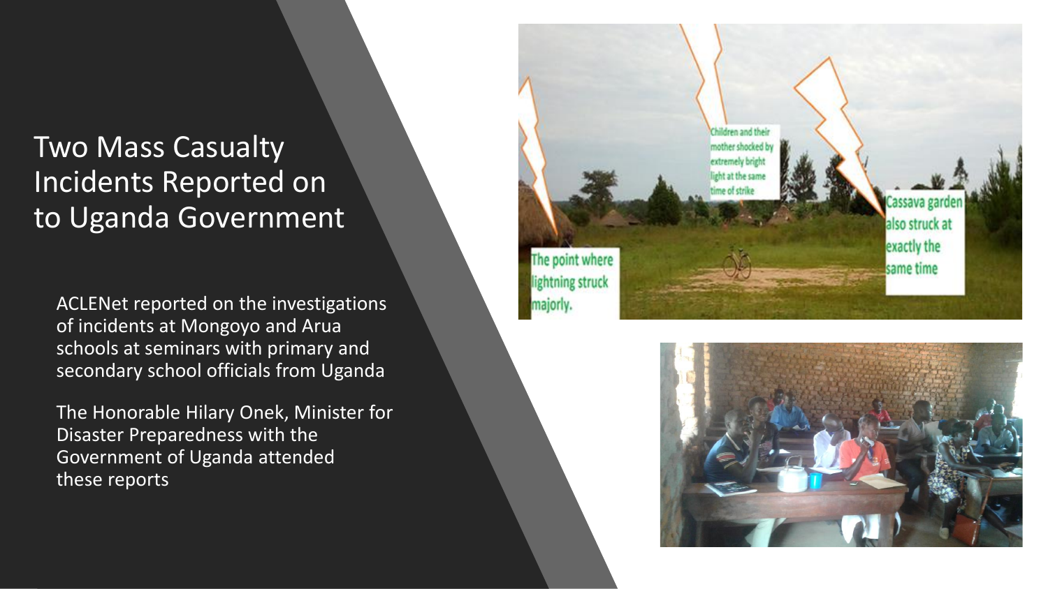# Two Mass Casualty Incidents Reported on to Uganda Government

ACLENet reported on the investigations of incidents at Mongoyo and Arua schools at seminars with primary and secondary school officials from Uganda

The Honorable Hilary Onek, Minister for Disaster Preparedness with the Government of Uganda attended these reports

Children and their mother shocked by extremely bright light at the same time of strike

The point where lightning struck majorly.

Cassava garden also struck at exactly the same time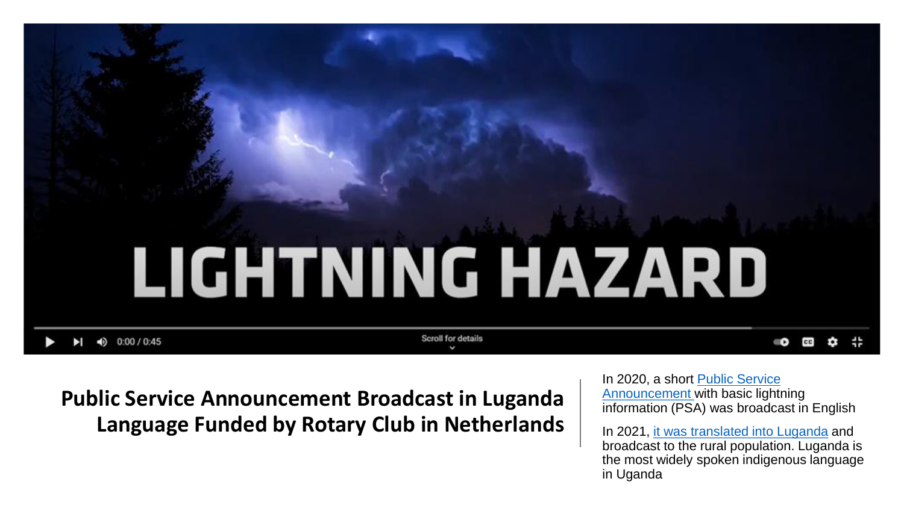**Public Service Announcement Broadcast in Luganda Language Funded by Rotary Club in Netherlands**

In 2020, a short Public Service Announcement with basic lightning information (PSA) was broadcast in English

In 2021, it was translated into Luganda and broadcast to the rural population. Luganda is the most widely spoken indigenous language in Uganda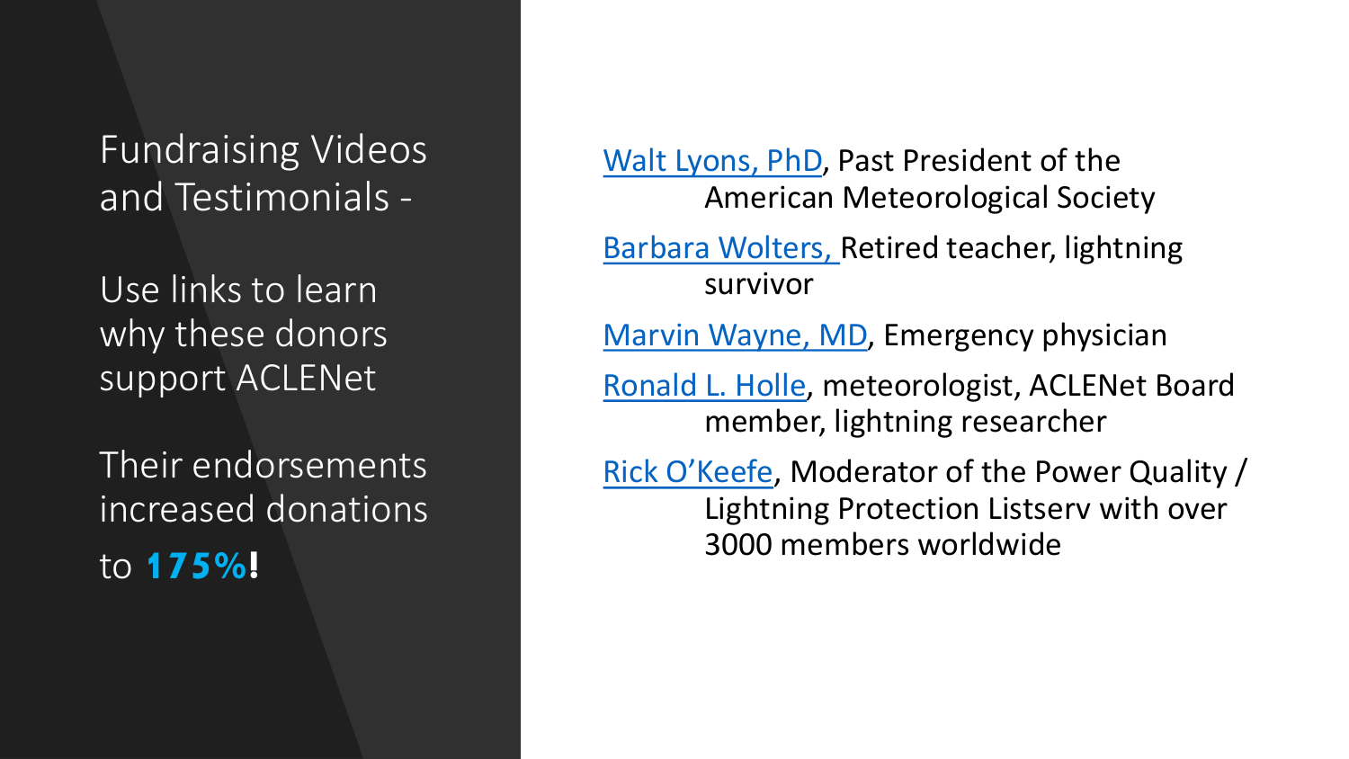# Fundraising Videos and Testimonials -

Use links to learn why these donors support ACLENet

Their endorsements increased donations to **175%!**

- Walt Lyons, PhD, Past President of the American Meteorological Society
- Barbara Wolters, Retired teacher, lightning survivor
- Marvin Wayne, MD, Emergency physician
- Ronald L. Holle, meteorologist, ACLENet Board member, lightning researcher
- Rick O'Keefe, Moderator of the Power Quality / Lightning Protection Listserv with over 3000 members worldwide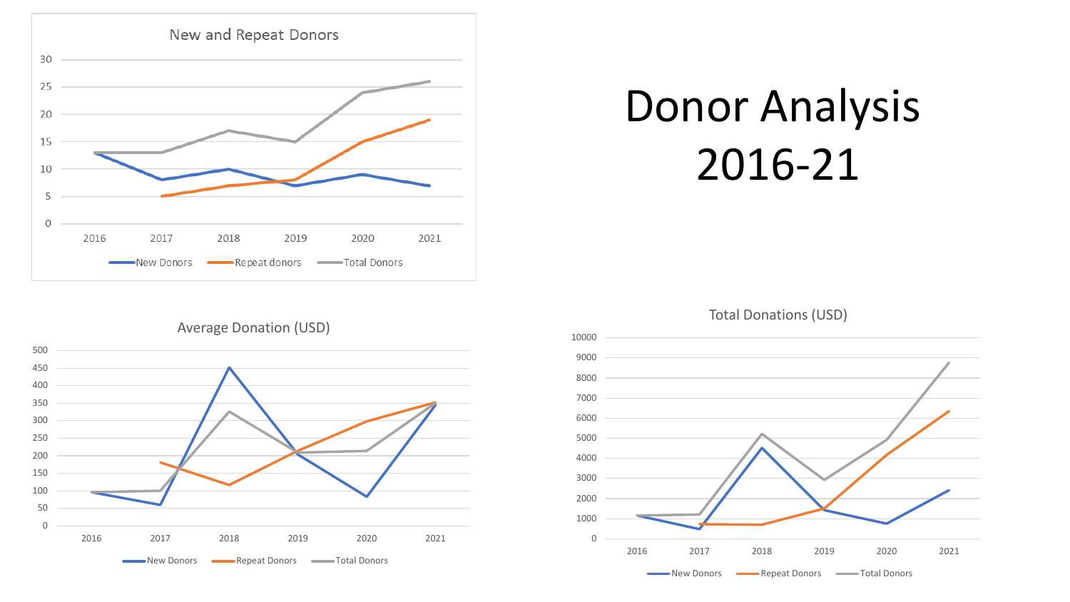# Donor Analysis 2016-21

**New and Repeat Donors**

Legend: New Donors, Repeat donors, Total Donors

**Average Donation (USD)**

Legend: New Donors, Repeat Donors, Total Donors

**Total Donations (USD)**

Legend: New Donors, Repeat Donors, Total Donors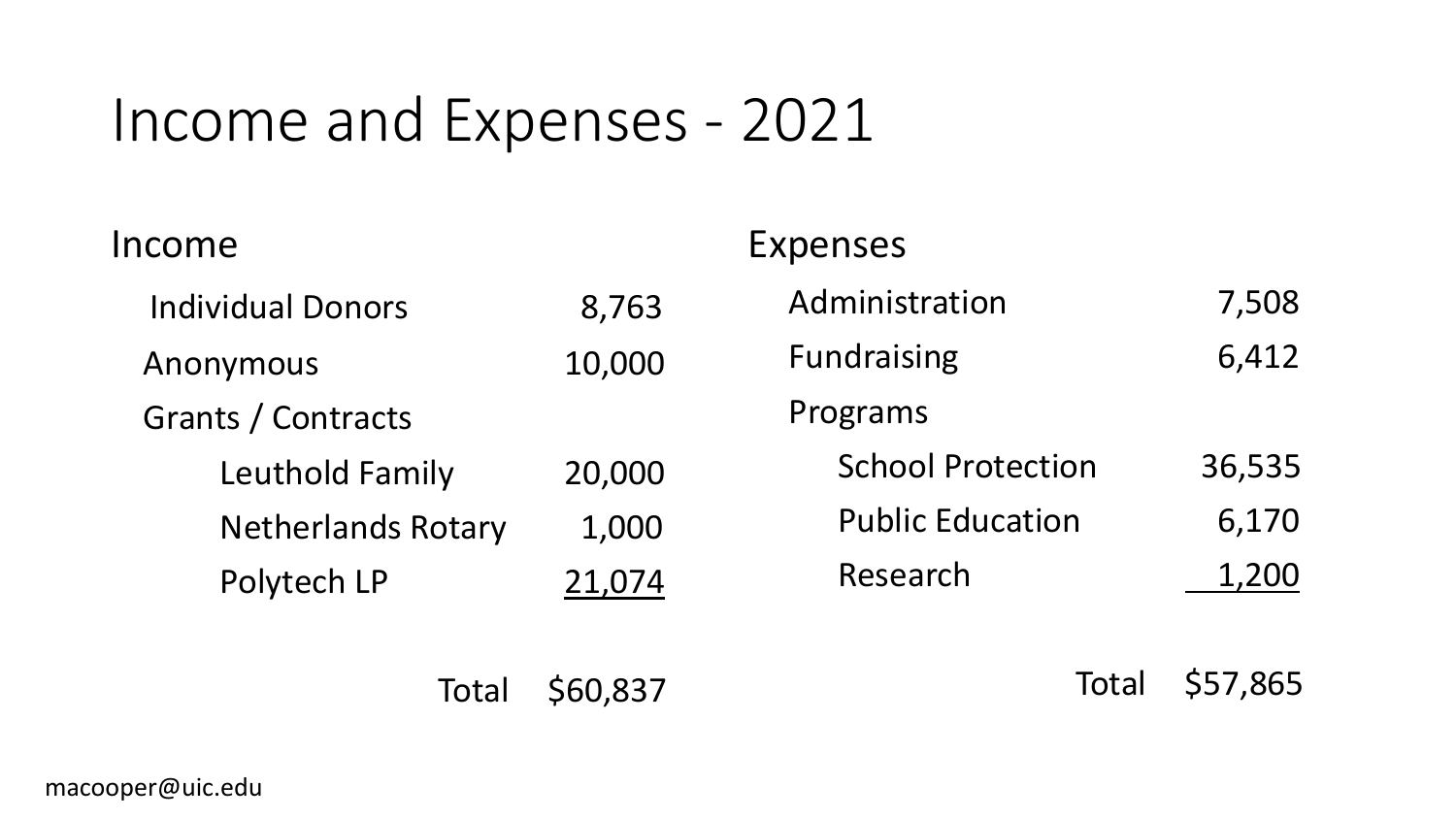# Income and Expenses - 2021

## Income

| Item | Amount |
|---|---|
| Individual Donors | 8,763 |
| Anonymous | 10,000 |
| Grants / Contracts | |
| Leuthold Family | 20,000 |
| Netherlands Rotary | 1,000 |
| Polytech LP | 21,074 |
| Total | $60,837 |

## Expenses

| Item | Amount |
|---|---|
| Administration | 7,508 |
| Fundraising | 6,412 |
| Programs | |
| School Protection | 36,535 |
| Public Education | 6,170 |
| Research | 1,200 |
| Total | $57,865 |

macooper@uic.edu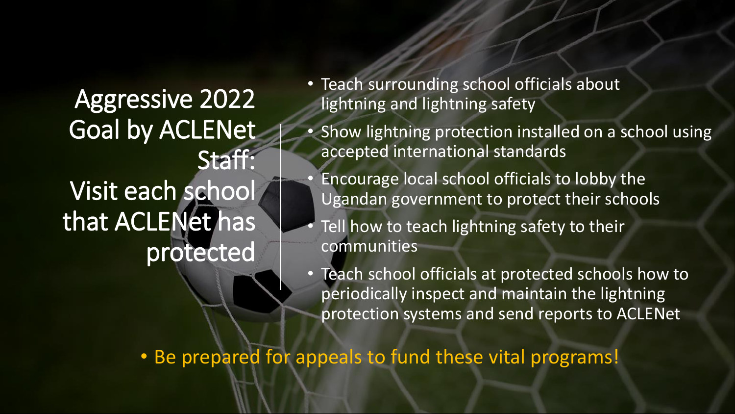# Aggressive 2022 Goal by ACLENet Staff: Visit each school that ACLENet has protected

- Teach surrounding school officials about lightning and lightning safety
- Show lightning protection installed on a school using accepted international standards
- Encourage local school officials to lobby the Ugandan government to protect their schools
- Tell how to teach lightning safety to their communities
- Teach school officials at protected schools how to periodically inspect and maintain the lightning protection systems and send reports to ACLENet

- Be prepared for appeals to fund these vital programs!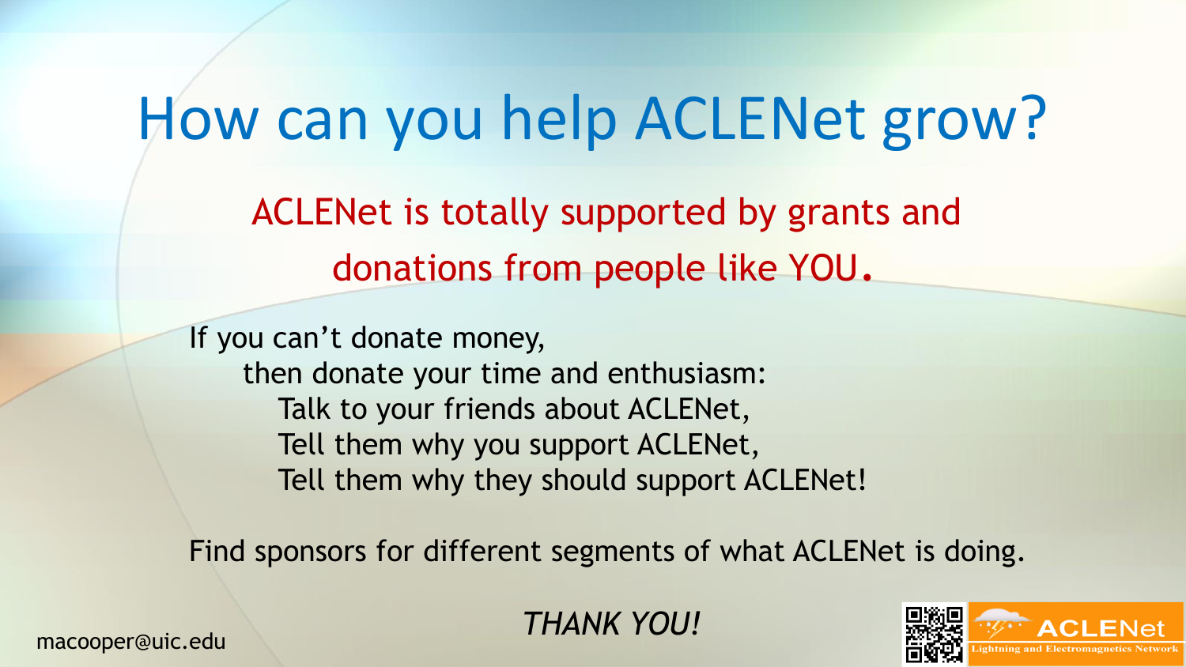# How can you help ACLENet grow?

ACLENet is totally supported by grants and donations from people like YOU.

If you can't donate money,
then donate your time and enthusiasm:
Talk to your friends about ACLENet,
Tell them why you support ACLENet,
Tell them why they should support ACLENet!

Find sponsors for different segments of what ACLENet is doing.

*THANK YOU!*

macooper@uic.edu

ACLENet
Lightning and Electromagnetics Network